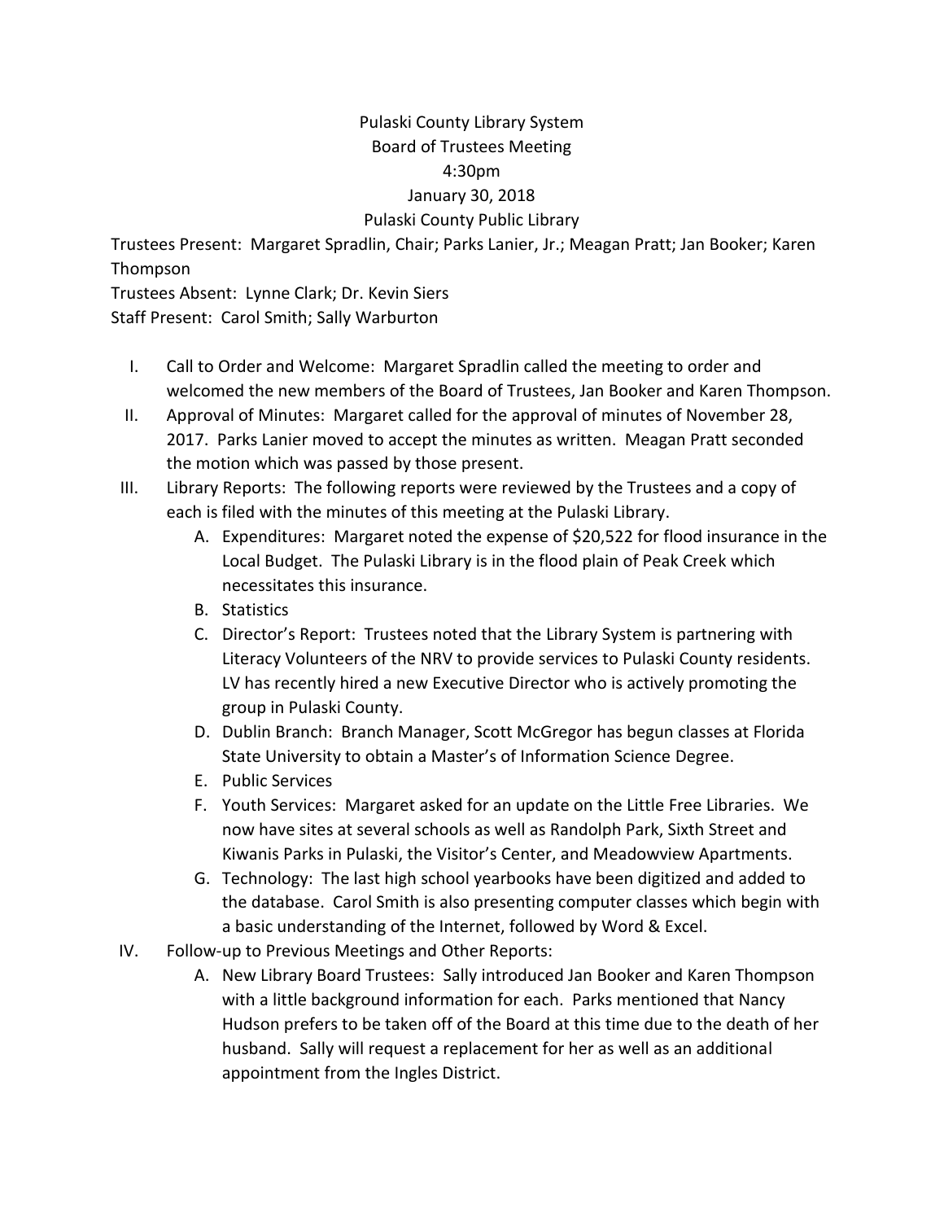# Pulaski County Library System
## Board of Trustees Meeting
## 4:30pm
## January 30, 2018
## Pulaski County Public Library

Trustees Present: Margaret Spradlin, Chair; Parks Lanier, Jr.; Meagan Pratt; Jan Booker; Karen Thompson

Trustees Absent: Lynne Clark; Dr. Kevin Siers

Staff Present: Carol Smith; Sally Warburton

I. Call to Order and Welcome: Margaret Spradlin called the meeting to order and welcomed the new members of the Board of Trustees, Jan Booker and Karen Thompson.

II. Approval of Minutes: Margaret called for the approval of minutes of November 28, 2017. Parks Lanier moved to accept the minutes as written. Meagan Pratt seconded the motion which was passed by those present.

III. Library Reports: The following reports were reviewed by the Trustees and a copy of each is filed with the minutes of this meeting at the Pulaski Library.

   A. Expenditures: Margaret noted the expense of $20,522 for flood insurance in the Local Budget. The Pulaski Library is in the flood plain of Peak Creek which necessitates this insurance.

   B. Statistics

   C. Director's Report: Trustees noted that the Library System is partnering with Literacy Volunteers of the NRV to provide services to Pulaski County residents. LV has recently hired a new Executive Director who is actively promoting the group in Pulaski County.

   D. Dublin Branch: Branch Manager, Scott McGregor has begun classes at Florida State University to obtain a Master's of Information Science Degree.

   E. Public Services

   F. Youth Services: Margaret asked for an update on the Little Free Libraries. We now have sites at several schools as well as Randolph Park, Sixth Street and Kiwanis Parks in Pulaski, the Visitor's Center, and Meadowview Apartments.

   G. Technology: The last high school yearbooks have been digitized and added to the database. Carol Smith is also presenting computer classes which begin with a basic understanding of the Internet, followed by Word & Excel.

IV. Follow-up to Previous Meetings and Other Reports:

   A. New Library Board Trustees: Sally introduced Jan Booker and Karen Thompson with a little background information for each. Parks mentioned that Nancy Hudson prefers to be taken off of the Board at this time due to the death of her husband. Sally will request a replacement for her as well as an additional appointment from the Ingles District.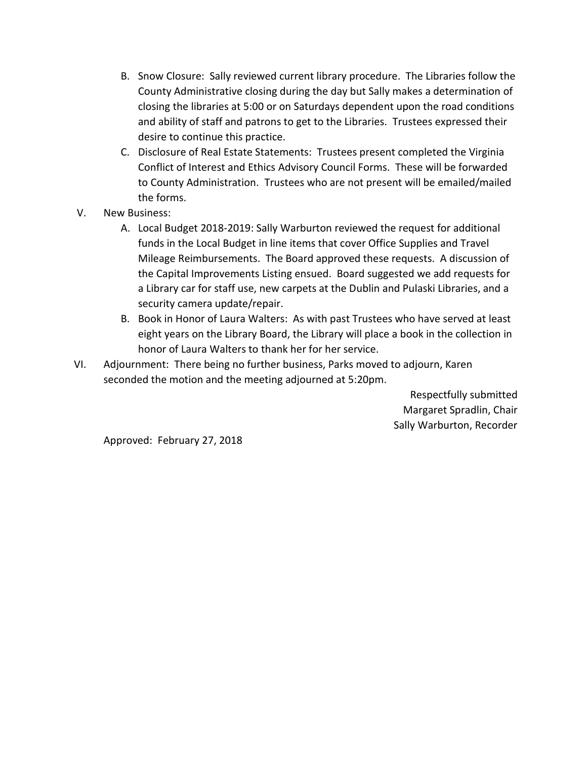B. Snow Closure: Sally reviewed current library procedure. The Libraries follow the County Administrative closing during the day but Sally makes a determination of closing the libraries at 5:00 or on Saturdays dependent upon the road conditions and ability of staff and patrons to get to the Libraries. Trustees expressed their desire to continue this practice.

C. Disclosure of Real Estate Statements: Trustees present completed the Virginia Conflict of Interest and Ethics Advisory Council Forms. These will be forwarded to County Administration. Trustees who are not present will be emailed/mailed the forms.

V. New Business:

A. Local Budget 2018-2019: Sally Warburton reviewed the request for additional funds in the Local Budget in line items that cover Office Supplies and Travel Mileage Reimbursements. The Board approved these requests. A discussion of the Capital Improvements Listing ensued. Board suggested we add requests for a Library car for staff use, new carpets at the Dublin and Pulaski Libraries, and a security camera update/repair.

B. Book in Honor of Laura Walters: As with past Trustees who have served at least eight years on the Library Board, the Library will place a book in the collection in honor of Laura Walters to thank her for her service.

VI. Adjournment: There being no further business, Parks moved to adjourn, Karen seconded the motion and the meeting adjourned at 5:20pm.

Respectfully submitted
Margaret Spradlin, Chair
Sally Warburton, Recorder

Approved: February 27, 2018